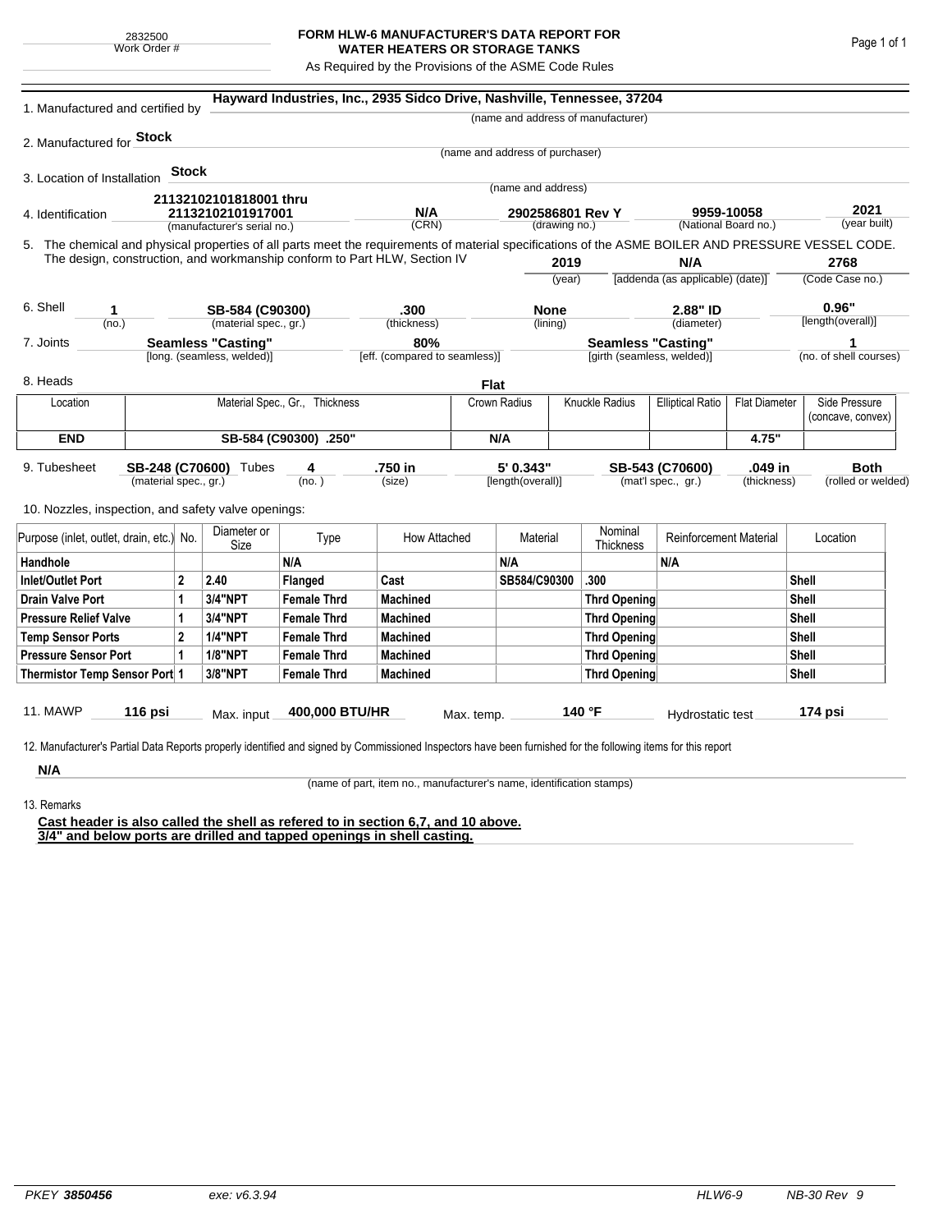2832500
Work Order #

# FORM HLW-6 MANUFACTURER'S DATA REPORT FOR WATER HEATERS OR STORAGE TANKS

As Required by the Provisions of the ASME Code Rules

1. Manufactured and certified by **Hayward Industries, Inc., 2935 Sidco Drive, Nashville, Tennessee, 37204**
(name and address of manufacturer)

2. Manufactured for **Stock**
(name and address of purchaser)

3. Location of Installation **Stock**
(name and address)

4. Identification **21132102101818001 thru 21132102101917001** (manufacturer's serial no.) **N/A** (CRN) **2902586801 Rev Y** (drawing no.) **9959-10058** (National Board no.) **2021** (year built)

5. The chemical and physical properties of all parts meet the requirements of material specifications of the ASME BOILER AND PRESSURE VESSEL CODE. The design, construction, and workmanship conform to Part HLW, Section IV **2019** (year) **N/A** [addenda (as applicable) (date)] **2768** (Code Case no.)

6. Shell **1** (no.) **SB-584 (C90300)** (material spec., gr.) **.300** (thickness) **None** (lining) **2.88" ID** (diameter) **0.96"** [length(overall)]

7. Joints **Seamless "Casting"** [long. (seamless, welded)] **80%** [eff. (compared to seamless)] **Seamless "Casting"** [girth (seamless, welded)] **1** (no. of shell courses)

8. Heads **Flat**

| Location | Material Spec., Gr., Thickness | Crown Radius | Knuckle Radius | Elliptical Ratio | Flat Diameter | Side Pressure (concave, convex) |
|---|---|---|---|---|---|---|
| **END** | **SB-584 (C90300) .250"** | **N/A** | | | **4.75"** | |

9. Tubesheet **SB-248 (C70600)** (material spec., gr.) Tubes **4** (no.) **.750 in** (size) **5' 0.343"** [length(overall)] **SB-543 (C70600)** (mat'l spec., gr.) **.049 in** (thickness) **Both** (rolled or welded)

10. Nozzles, inspection, and safety valve openings:

| Purpose (inlet, outlet, drain, etc.) | No. | Diameter or Size | Type | How Attached | Material | Nominal Thickness | Reinforcement Material | Location |
|---|---|---|---|---|---|---|---|---|
| **Handhole** | | | **N/A** | | **N/A** | | **N/A** | |
| **Inlet/Outlet Port** | **2** | **2.40** | **Flanged** | **Cast** | **SB584/C90300** | **.300** | | **Shell** |
| **Drain Valve Port** | **1** | **3/4"NPT** | **Female Thrd** | **Machined** | | **Thrd Opening** | | **Shell** |
| **Pressure Relief Valve** | **1** | **3/4"NPT** | **Female Thrd** | **Machined** | | **Thrd Opening** | | **Shell** |
| **Temp Sensor Ports** | **2** | **1/4"NPT** | **Female Thrd** | **Machined** | | **Thrd Opening** | | **Shell** |
| **Pressure Sensor Port** | **1** | **1/8"NPT** | **Female Thrd** | **Machined** | | **Thrd Opening** | | **Shell** |
| **Thermistor Temp Sensor Port** | **1** | **3/8"NPT** | **Female Thrd** | **Machined** | | **Thrd Opening** | | **Shell** |

11. MAWP **116 psi** Max. input **400,000 BTU/HR** Max. temp. **140 °F** Hydrostatic test **174 psi**

12. Manufacturer's Partial Data Reports properly identified and signed by Commissioned Inspectors have been furnished for the following items for this report

**N/A**
(name of part, item no., manufacturer's name, identification stamps)

13. Remarks

**Cast header is also called the shell as refered to in section 6,7, and 10 above.**
**3/4" and below ports are drilled and tapped openings in shell casting.**

PKEY **3850456** exe: v6.3.94 HLW6-9 NB-30 Rev 9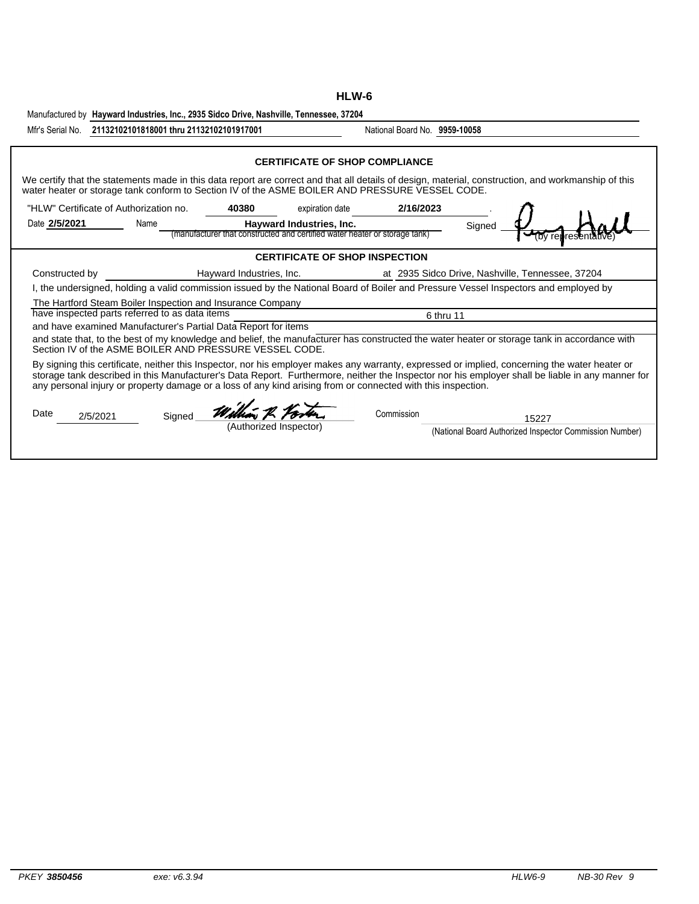# HLW-6

Manufactured by **Hayward Industries, Inc., 2935 Sidco Drive, Nashville, Tennessee, 37204**

Mfr's Serial No. **21132102101818001 thru 21132102101917001** National Board No. **9959-10058**

## CERTIFICATE OF SHOP COMPLIANCE

We certify that the statements made in this data report are correct and that all details of design, material, construction, and workmanship of this water heater or storage tank conform to Section IV of the ASME BOILER AND PRESSURE VESSEL CODE.

"HLW" Certificate of Authorization no. **40380** expiration date **2/16/2023**

Date **2/5/2021** Name **Hayward Industries, Inc.** (manufacturer that constructed and certified water heater or storage tank) Signed Perry Hall (by representative)

## CERTIFICATE OF SHOP INSPECTION

Constructed by Hayward Industries, Inc. at 2935 Sidco Drive, Nashville, Tennessee, 37204

I, the undersigned, holding a valid commission issued by the National Board of Boiler and Pressure Vessel Inspectors and employed by The Hartford Steam Boiler Inspection and Insurance Company

have inspected parts referred to as data items 6 thru 11

and have examined Manufacturer's Partial Data Report for items

and state that, to the best of my knowledge and belief, the manufacturer has constructed the water heater or storage tank in accordance with Section IV of the ASME BOILER AND PRESSURE VESSEL CODE.

By signing this certificate, neither this Inspector, nor his employer makes any warranty, expressed or implied, concerning the water heater or storage tank described in this Manufacturer's Data Report. Furthermore, neither the Inspector nor his employer shall be liable in any manner for any personal injury or property damage or a loss of any kind arising from or connected with this inspection.

Date 2/5/2021 Signed William R. Foster (Authorized Inspector) Commission 15227 (National Board Authorized Inspector Commission Number)

PKEY 3850456 exe: v6.3.94 HLW6-9 NB-30 Rev 9